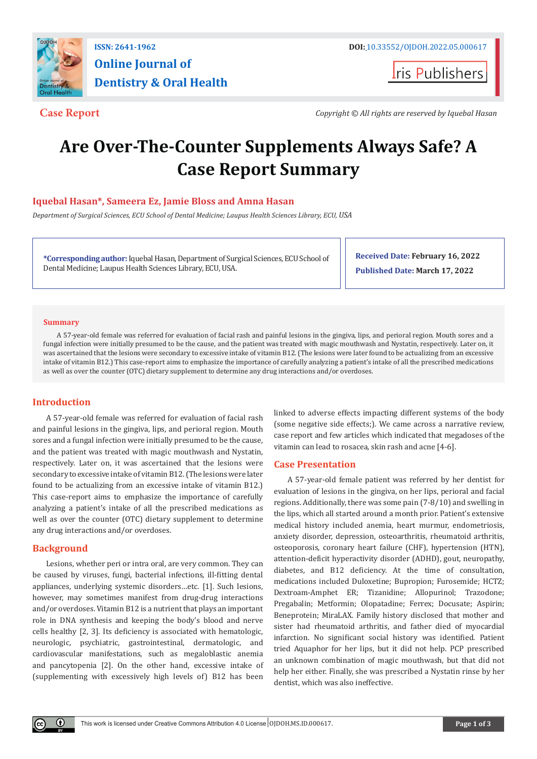ISSN: 2641-1962

DOI: 10.33552/OJDOH.2022.05.000617

**Online Journal of Dentistry & Oral Health**

Iris Publishers

**Case Report**

*Copyright © All rights are reserved by Iquebal Hasan*

# Are Over-The-Counter Supplements Always Safe? A Case Report Summary

**Iquebal Hasan*, Sameera Ez, Jamie Bloss and Amna Hasan**

*Department of Surgical Sciences, ECU School of Dental Medicine; Laupus Health Sciences Library, ECU, USA*

**\*Corresponding author:** Iquebal Hasan, Department of Surgical Sciences, ECU School of Dental Medicine; Laupus Health Sciences Library, ECU, USA.

**Received Date: February 16, 2022**

**Published Date: March 17, 2022**

## Summary

A 57-year-old female was referred for evaluation of facial rash and painful lesions in the gingiva, lips, and perioral region. Mouth sores and a fungal infection were initially presumed to be the cause, and the patient was treated with magic mouthwash and Nystatin, respectively. Later on, it was ascertained that the lesions were secondary to excessive intake of vitamin B12. (The lesions were later found to be actualizing from an excessive intake of vitamin B12.) This case-report aims to emphasize the importance of carefully analyzing a patient's intake of all the prescribed medications as well as over the counter (OTC) dietary supplement to determine any drug interactions and/or overdoses.

## Introduction

A 57-year-old female was referred for evaluation of facial rash and painful lesions in the gingiva, lips, and perioral region. Mouth sores and a fungal infection were initially presumed to be the cause, and the patient was treated with magic mouthwash and Nystatin, respectively. Later on, it was ascertained that the lesions were secondary to excessive intake of vitamin B12. (The lesions were later found to be actualizing from an excessive intake of vitamin B12.) This case-report aims to emphasize the importance of carefully analyzing a patient's intake of all the prescribed medications as well as over the counter (OTC) dietary supplement to determine any drug interactions and/or overdoses.

## Background

Lesions, whether peri or intra oral, are very common. They can be caused by viruses, fungi, bacterial infections, ill-fitting dental appliances, underlying systemic disorders…etc. [1]. Such lesions, however, may sometimes manifest from drug-drug interactions and/or overdoses. Vitamin B12 is a nutrient that plays an important role in DNA synthesis and keeping the body's blood and nerve cells healthy [2, 3]. Its deficiency is associated with hematologic, neurologic, psychiatric, gastrointestinal, dermatologic, and cardiovascular manifestations, such as megaloblastic anemia and pancytopenia [2]. On the other hand, excessive intake of (supplementing with excessively high levels of) B12 has been linked to adverse effects impacting different systems of the body (some negative side effects;). We came across a narrative review, case report and few articles which indicated that megadoses of the vitamin can lead to rosacea, skin rash and acne [4-6].

## Case Presentation

A 57-year-old female patient was referred by her dentist for evaluation of lesions in the gingiva, on her lips, perioral and facial regions. Additionally, there was some pain (7-8/10) and swelling in the lips, which all started around a month prior. Patient's extensive medical history included anemia, heart murmur, endometriosis, anxiety disorder, depression, osteoarthritis, rheumatoid arthritis, osteoporosis, coronary heart failure (CHF), hypertension (HTN), attention-deficit hyperactivity disorder (ADHD), gout, neuropathy, diabetes, and B12 deficiency. At the time of consultation, medications included Duloxetine; Bupropion; Furosemide; HCTZ; Dextroam-Amphet ER; Tizanidine; Allopurinol; Trazodone; Pregabalin; Metformin; Olopatadine; Ferrex; Docusate; Aspirin; Beneprotein; MiraLAX. Family history disclosed that mother and sister had rheumatoid arthritis, and father died of myocardial infarction. No significant social history was identified. Patient tried Aquaphor for her lips, but it did not help. PCP prescribed an unknown combination of magic mouthwash, but that did not help her either. Finally, she was prescribed a Nystatin rinse by her dentist, which was also ineffective.

This work is licensed under Creative Commons Attribution 4.0 License | OJDOH.MS.ID.000617.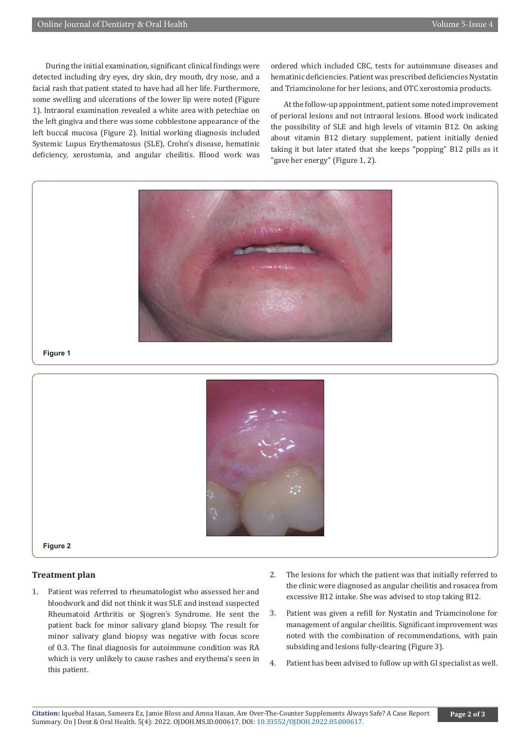During the initial examination, significant clinical findings were detected including dry eyes, dry skin, dry mouth, dry nose, and a facial rash that patient stated to have had all her life. Furthermore, some swelling and ulcerations of the lower lip were noted (Figure 1). Intraoral examination revealed a white area with petechiae on the left gingiva and there was some cobblestone appearance of the left buccal mucosa (Figure 2). Initial working diagnosis included Systemic Lupus Erythematosus (SLE), Crohn's disease, hematinic deficiency, xerostomia, and angular cheilitis. Blood work was ordered which included CBC, tests for autoimmune diseases and hematinic deficiencies. Patient was prescribed deficiencies Nystatin and Triamcinolone for her lesions, and OTC xerostomia products.

At the follow-up appointment, patient some noted improvement of perioral lesions and not intraoral lesions. Blood work indicated the possibility of SLE and high levels of vitamin B12. On asking about vitamin B12 dietary supplement, patient initially denied taking it but later stated that she keeps "popping" B12 pills as it "gave her energy" (Figure 1, 2).

Figure 1

Figure 2

## Treatment plan

1. Patient was referred to rheumatologist who assessed her and bloodwork and did not think it was SLE and instead suspected Rheumatoid Arthritis or Sjogren's Syndrome. He sent the patient back for minor salivary gland biopsy. The result for minor salivary gland biopsy was negative with focus score of 0.3. The final diagnosis for autoimmune condition was RA which is very unlikely to cause rashes and erythema's seen in this patient.
2. The lesions for which the patient was that initially referred to the clinic were diagnosed as angular cheilitis and rosacea from excessive B12 intake. She was advised to stop taking B12.
3. Patient was given a refill for Nystatin and Triamcinolone for management of angular cheilitis. Significant improvement was noted with the combination of recommendations, with pain subsiding and lesions fully-clearing (Figure 3).
4. Patient has been advised to follow up with GI specialist as well.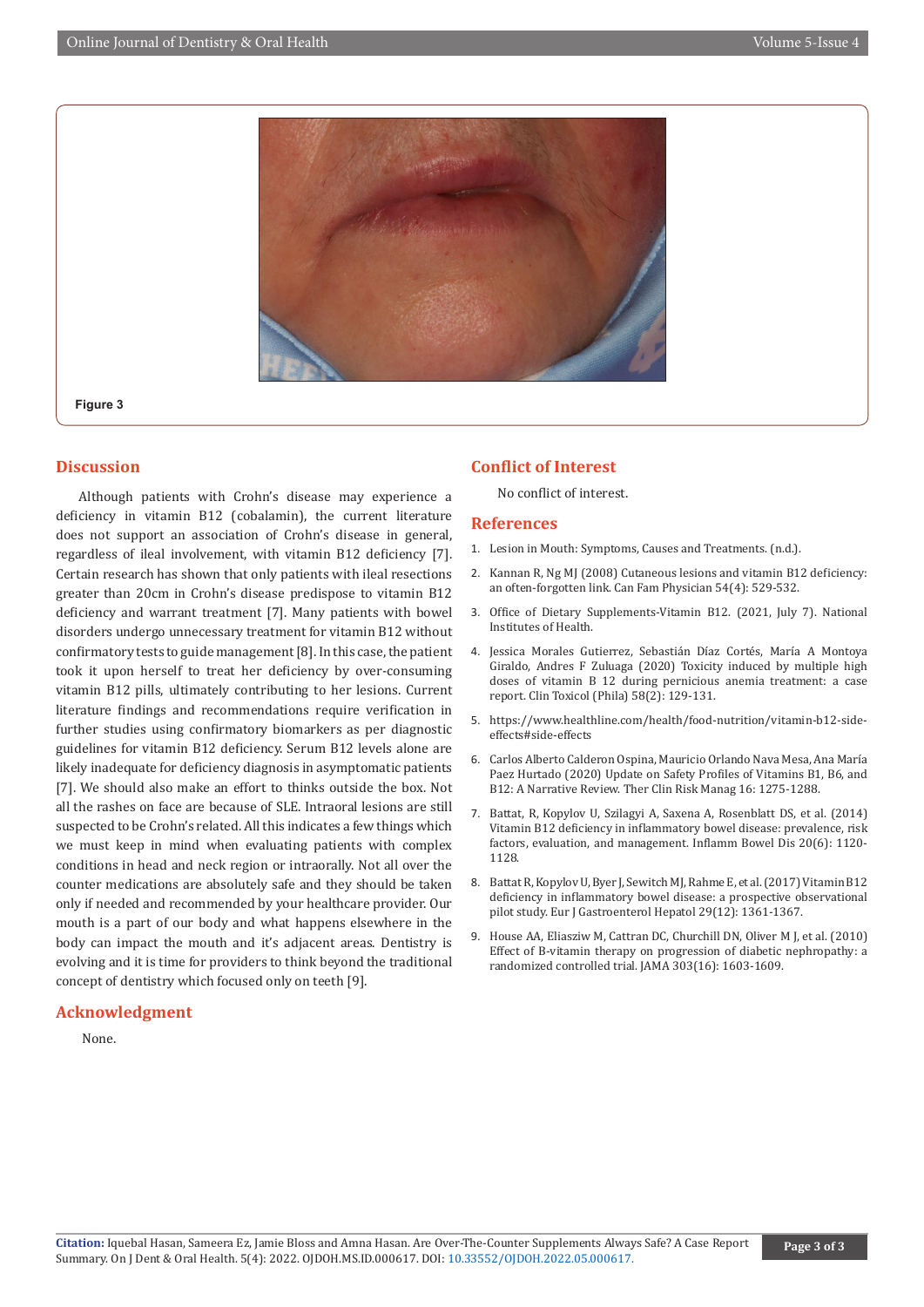Figure 3

## Discussion

Although patients with Crohn's disease may experience a deficiency in vitamin B12 (cobalamin), the current literature does not support an association of Crohn's disease in general, regardless of ileal involvement, with vitamin B12 deficiency [7]. Certain research has shown that only patients with ileal resections greater than 20cm in Crohn's disease predispose to vitamin B12 deficiency and warrant treatment [7]. Many patients with bowel disorders undergo unnecessary treatment for vitamin B12 without confirmatory tests to guide management [8]. In this case, the patient took it upon herself to treat her deficiency by over-consuming vitamin B12 pills, ultimately contributing to her lesions. Current literature findings and recommendations require verification in further studies using confirmatory biomarkers as per diagnostic guidelines for vitamin B12 deficiency. Serum B12 levels alone are likely inadequate for deficiency diagnosis in asymptomatic patients [7]. We should also make an effort to thinks outside the box. Not all the rashes on face are because of SLE. Intraoral lesions are still suspected to be Crohn's related. All this indicates a few things which we must keep in mind when evaluating patients with complex conditions in head and neck region or intraorally. Not all over the counter medications are absolutely safe and they should be taken only if needed and recommended by your healthcare provider. Our mouth is a part of our body and what happens elsewhere in the body can impact the mouth and it's adjacent areas. Dentistry is evolving and it is time for providers to think beyond the traditional concept of dentistry which focused only on teeth [9].

## Acknowledgment

None.

## Conflict of Interest

No conflict of interest.

## References

1. Lesion in Mouth: Symptoms, Causes and Treatments. (n.d.).
2. Kannan R, Ng MJ (2008) Cutaneous lesions and vitamin B12 deficiency: an often-forgotten link. Can Fam Physician 54(4): 529-532.
3. Office of Dietary Supplements-Vitamin B12. (2021, July 7). National Institutes of Health.
4. Jessica Morales Gutierrez, Sebastián Díaz Cortés, María A Montoya Giraldo, Andres F Zuluaga (2020) Toxicity induced by multiple high doses of vitamin B 12 during pernicious anemia treatment: a case report. Clin Toxicol (Phila) 58(2): 129-131.
5. https://www.healthline.com/health/food-nutrition/vitamin-b12-side-effects#side-effects
6. Carlos Alberto Calderon Ospina, Mauricio Orlando Nava Mesa, Ana María Paez Hurtado (2020) Update on Safety Profiles of Vitamins B1, B6, and B12: A Narrative Review. Ther Clin Risk Manag 16: 1275-1288.
7. Battat, R, Kopylov U, Szilagyi A, Saxena A, Rosenblatt DS, et al. (2014) Vitamin B12 deficiency in inflammatory bowel disease: prevalence, risk factors, evaluation, and management. Inflamm Bowel Dis 20(6): 1120-1128.
8. Battat R, Kopylov U, Byer J, Sewitch MJ, Rahme E, et al. (2017) Vitamin B12 deficiency in inflammatory bowel disease: a prospective observational pilot study. Eur J Gastroenterol Hepatol 29(12): 1361-1367.
9. House AA, Eliasziw M, Cattran DC, Churchill DN, Oliver M J, et al. (2010) Effect of B-vitamin therapy on progression of diabetic nephropathy: a randomized controlled trial. JAMA 303(16): 1603-1609.